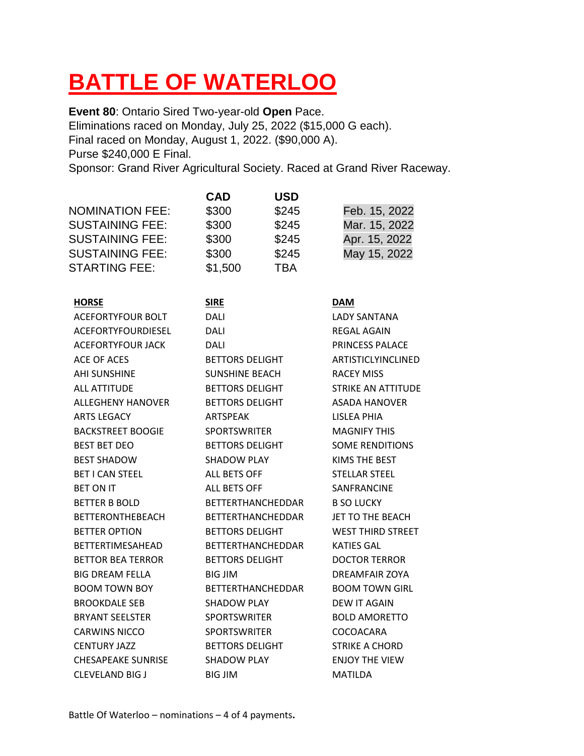# BATTLE OF WATERLOO

**Event 80**: Ontario Sired Two-year-old **Open** Pace.
Eliminations raced on Monday, July 25, 2022 ($15,000 G each).
Final raced on Monday, August 1, 2022. ($90,000 A).
Purse $240,000 E Final.
Sponsor: Grand River Agricultural Society. Raced at Grand River Raceway.

| | **CAD** | **USD** | |
|---|---|---|---|
| NOMINATION FEE: | $300 | $245 | Feb. 15, 2022 |
| SUSTAINING FEE: | $300 | $245 | Mar. 15, 2022 |
| SUSTAINING FEE: | $300 | $245 | Apr. 15, 2022 |
| SUSTAINING FEE: | $300 | $245 | May 15, 2022 |
| STARTING FEE: | $1,500 | TBA | |

| HORSE | SIRE | DAM |
|---|---|---|
| ACEFORTYFOUR BOLT | DALI | LADY SANTANA |
| ACEFORTYFOURDIESEL | DALI | REGAL AGAIN |
| ACEFORTYFOUR JACK | DALI | PRINCESS PALACE |
| ACE OF ACES | BETTORS DELIGHT | ARTISTICLYINCLINED |
| AHI SUNSHINE | SUNSHINE BEACH | RACEY MISS |
| ALL ATTITUDE | BETTORS DELIGHT | STRIKE AN ATTITUDE |
| ALLEGHENY HANOVER | BETTORS DELIGHT | ASADA HANOVER |
| ARTS LEGACY | ARTSPEAK | LISLEA PHIA |
| BACKSTREET BOOGIE | SPORTSWRITER | MAGNIFY THIS |
| BEST BET DEO | BETTORS DELIGHT | SOME RENDITIONS |
| BEST SHADOW | SHADOW PLAY | KIMS THE BEST |
| BET I CAN STEEL | ALL BETS OFF | STELLAR STEEL |
| BET ON IT | ALL BETS OFF | SANFRANCINE |
| BETTER B BOLD | BETTERTHANCHEDDAR | B SO LUCKY |
| BETTERONTHEBEACH | BETTERTHANCHEDDAR | JET TO THE BEACH |
| BETTER OPTION | BETTORS DELIGHT | WEST THIRD STREET |
| BETTERTIMESAHEAD | BETTERTHANCHEDDAR | KATIES GAL |
| BETTOR BEA TERROR | BETTORS DELIGHT | DOCTOR TERROR |
| BIG DREAM FELLA | BIG JIM | DREAMFAIR ZOYA |
| BOOM TOWN BOY | BETTERTHANCHEDDAR | BOOM TOWN GIRL |
| BROOKDALE SEB | SHADOW PLAY | DEW IT AGAIN |
| BRYANT SEELSTER | SPORTSWRITER | BOLD AMORETTO |
| CARWINS NICCO | SPORTSWRITER | COCOACARA |
| CENTURY JAZZ | BETTORS DELIGHT | STRIKE A CHORD |
| CHESAPEAKE SUNRISE | SHADOW PLAY | ENJOY THE VIEW |
| CLEVELAND BIG J | BIG JIM | MATILDA |

Battle Of Waterloo – nominations – 4 of 4 payments.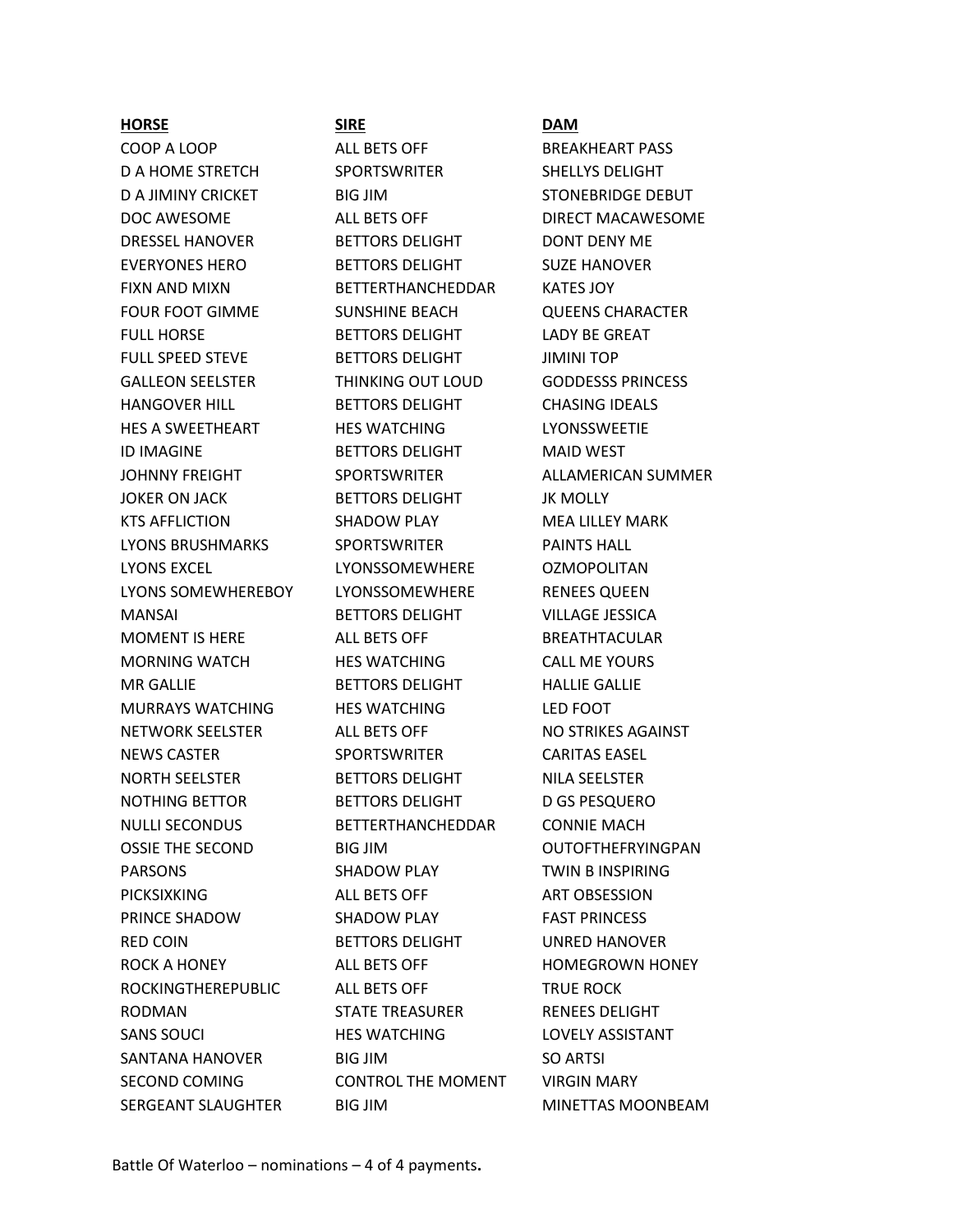| HORSE | SIRE | DAM |
| --- | --- | --- |
| COOP A LOOP | ALL BETS OFF | BREAKHEART PASS |
| D A HOME STRETCH | SPORTSWRITER | SHELLYS DELIGHT |
| D A JIMINY CRICKET | BIG JIM | STONEBRIDGE DEBUT |
| DOC AWESOME | ALL BETS OFF | DIRECT MACAWESOME |
| DRESSEL HANOVER | BETTORS DELIGHT | DONT DENY ME |
| EVERYONES HERO | BETTORS DELIGHT | SUZE HANOVER |
| FIXN AND MIXN | BETTERTHANCHEDDAR | KATES JOY |
| FOUR FOOT GIMME | SUNSHINE BEACH | QUEENS CHARACTER |
| FULL HORSE | BETTORS DELIGHT | LADY BE GREAT |
| FULL SPEED STEVE | BETTORS DELIGHT | JIMINI TOP |
| GALLEON SEELSTER | THINKING OUT LOUD | GODDESSS PRINCESS |
| HANGOVER HILL | BETTORS DELIGHT | CHASING IDEALS |
| HES A SWEETHEART | HES WATCHING | LYONSSWEETIE |
| ID IMAGINE | BETTORS DELIGHT | MAID WEST |
| JOHNNY FREIGHT | SPORTSWRITER | ALLAMERICAN SUMMER |
| JOKER ON JACK | BETTORS DELIGHT | JK MOLLY |
| KTS AFFLICTION | SHADOW PLAY | MEA LILLEY MARK |
| LYONS BRUSHMARKS | SPORTSWRITER | PAINTS HALL |
| LYONS EXCEL | LYONSSOMEWHERE | OZMOPOLITAN |
| LYONS SOMEWHEREBOY | LYONSSOMEWHERE | RENEES QUEEN |
| MANSAI | BETTORS DELIGHT | VILLAGE JESSICA |
| MOMENT IS HERE | ALL BETS OFF | BREATHTACULAR |
| MORNING WATCH | HES WATCHING | CALL ME YOURS |
| MR GALLIE | BETTORS DELIGHT | HALLIE GALLIE |
| MURRAYS WATCHING | HES WATCHING | LED FOOT |
| NETWORK SEELSTER | ALL BETS OFF | NO STRIKES AGAINST |
| NEWS CASTER | SPORTSWRITER | CARITAS EASEL |
| NORTH SEELSTER | BETTORS DELIGHT | NILA SEELSTER |
| NOTHING BETTOR | BETTORS DELIGHT | D GS PESQUERO |
| NULLI SECONDUS | BETTERTHANCHEDDAR | CONNIE MACH |
| OSSIE THE SECOND | BIG JIM | OUTOFTHEFRYINGPAN |
| PARSONS | SHADOW PLAY | TWIN B INSPIRING |
| PICKSIXKING | ALL BETS OFF | ART OBSESSION |
| PRINCE SHADOW | SHADOW PLAY | FAST PRINCESS |
| RED COIN | BETTORS DELIGHT | UNRED HANOVER |
| ROCK A HONEY | ALL BETS OFF | HOMEGROWN HONEY |
| ROCKINGTHEREPUBLIC | ALL BETS OFF | TRUE ROCK |
| RODMAN | STATE TREASURER | RENEES DELIGHT |
| SANS SOUCI | HES WATCHING | LOVELY ASSISTANT |
| SANTANA HANOVER | BIG JIM | SO ARTSI |
| SECOND COMING | CONTROL THE MOMENT | VIRGIN MARY |
| SERGEANT SLAUGHTER | BIG JIM | MINETTAS MOONBEAM |

Battle Of Waterloo – nominations – 4 of 4 payments**.**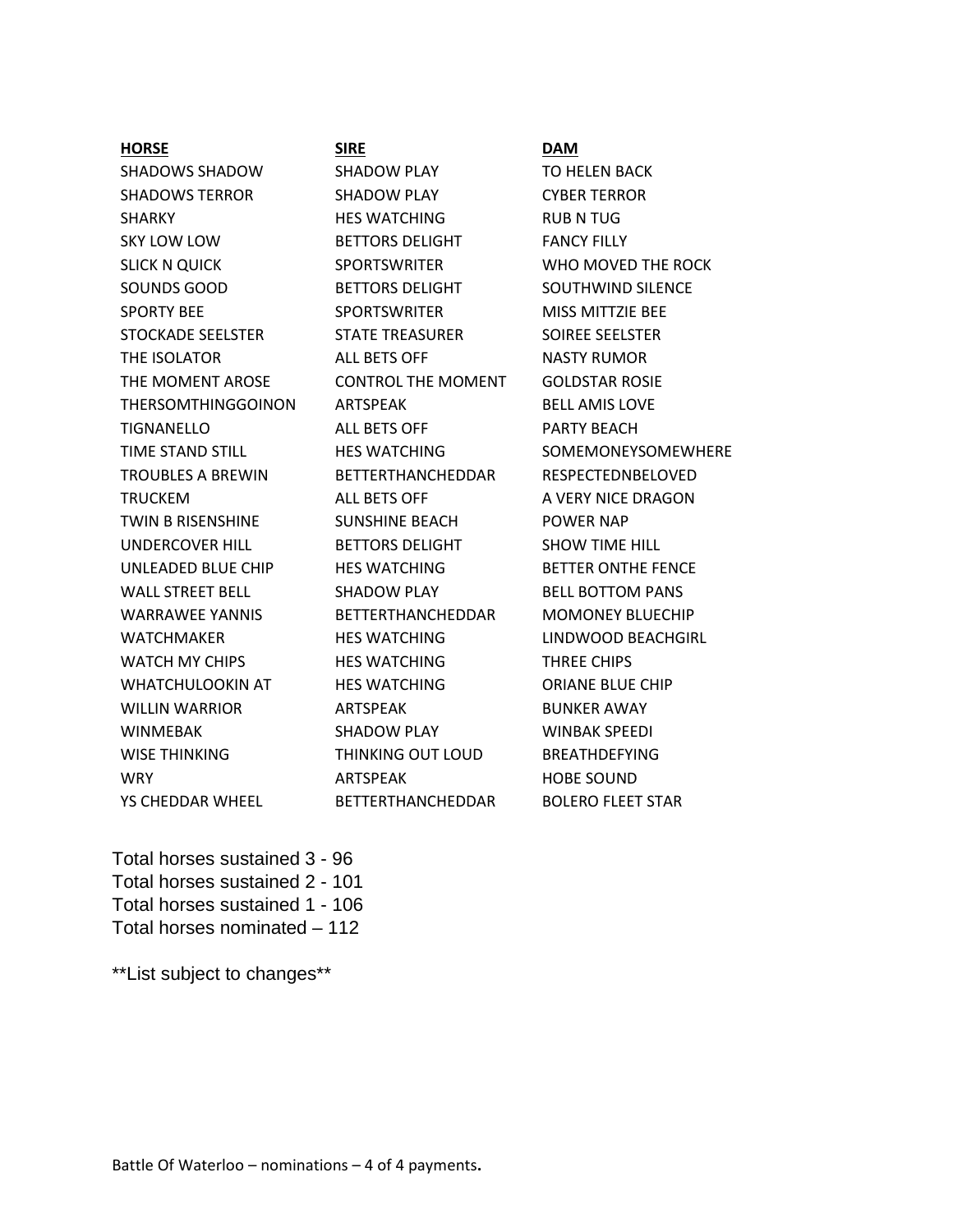| HORSE | SIRE | DAM |
|---|---|---|
| SHADOWS SHADOW | SHADOW PLAY | TO HELEN BACK |
| SHADOWS TERROR | SHADOW PLAY | CYBER TERROR |
| SHARKY | HES WATCHING | RUB N TUG |
| SKY LOW LOW | BETTORS DELIGHT | FANCY FILLY |
| SLICK N QUICK | SPORTSWRITER | WHO MOVED THE ROCK |
| SOUNDS GOOD | BETTORS DELIGHT | SOUTHWIND SILENCE |
| SPORTY BEE | SPORTSWRITER | MISS MITTZIE BEE |
| STOCKADE SEELSTER | STATE TREASURER | SOIREE SEELSTER |
| THE ISOLATOR | ALL BETS OFF | NASTY RUMOR |
| THE MOMENT AROSE | CONTROL THE MOMENT | GOLDSTAR ROSIE |
| THERSOMTHINGGOINON | ARTSPEAK | BELL AMIS LOVE |
| TIGNANELLO | ALL BETS OFF | PARTY BEACH |
| TIME STAND STILL | HES WATCHING | SOMEMONEYSOMEWHERE |
| TROUBLES A BREWIN | BETTERTHANCHEDDAR | RESPECTEDNBELOVED |
| TRUCKEM | ALL BETS OFF | A VERY NICE DRAGON |
| TWIN B RISENSHINE | SUNSHINE BEACH | POWER NAP |
| UNDERCOVER HILL | BETTORS DELIGHT | SHOW TIME HILL |
| UNLEADED BLUE CHIP | HES WATCHING | BETTER ONTHE FENCE |
| WALL STREET BELL | SHADOW PLAY | BELL BOTTOM PANS |
| WARRAWEE YANNIS | BETTERTHANCHEDDAR | MOMONEY BLUECHIP |
| WATCHMAKER | HES WATCHING | LINDWOOD BEACHGIRL |
| WATCH MY CHIPS | HES WATCHING | THREE CHIPS |
| WHATCHULOOKIN AT | HES WATCHING | ORIANE BLUE CHIP |
| WILLIN WARRIOR | ARTSPEAK | BUNKER AWAY |
| WINMEBAK | SHADOW PLAY | WINBAK SPEEDI |
| WISE THINKING | THINKING OUT LOUD | BREATHDEFYING |
| WRY | ARTSPEAK | HOBE SOUND |
| YS CHEDDAR WHEEL | BETTERTHANCHEDDAR | BOLERO FLEET STAR |

Total horses sustained 3 - 96
Total horses sustained 2 - 101
Total horses sustained 1 - 106
Total horses nominated – 112

**List subject to changes**

Battle Of Waterloo – nominations – 4 of 4 payments.